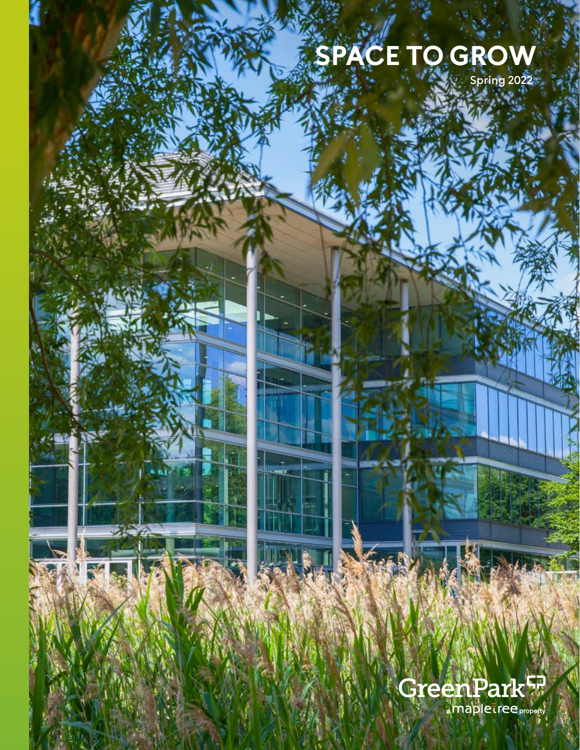# SPACE TO GROW

Spring 2022

GreenPark

a mapletree property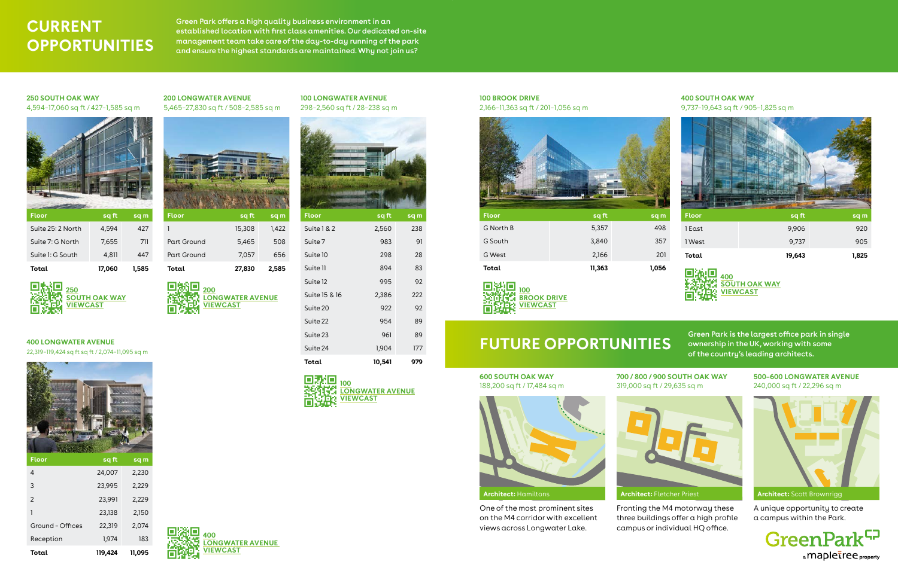# CURRENT OPPORTUNITIES

Green Park offers a high quality business environment in an established location with first class amenities. Our dedicated on-site management team take care of the day-to-day running of the park and ensure the highest standards are maintained. Why not join us?

### 250 SOUTH OAK WAY

4,594–17,060 sq ft / 427–1,585 sq m

| Floor | sq ft | sq m |
|---|---|---|
| Suite 25: 2 North | 4,594 | 427 |
| Suite 7: G North | 7,655 | 711 |
| Suite 1: G South | 4,811 | 447 |
| **Total** | **17,060** | **1,585** |

250 SOUTH OAK WAY VIEWCAST

### 200 LONGWATER AVENUE

5,465–27,830 sq ft / 508–2,585 sq m

| Floor | sq ft | sq m |
|---|---|---|
| 1 | 15,308 | 1,422 |
| Part Ground | 5,465 | 508 |
| Part Ground | 7,057 | 656 |
| **Total** | **27,830** | **2,585** |

200 LONGWATER AVENUE VIEWCAST

### 100 LONGWATER AVENUE

298–2,560 sq ft / 28–238 sq m

| Floor | sq ft | sq m |
|---|---|---|
| Suite 1 & 2 | 2,560 | 238 |
| Suite 7 | 983 | 91 |
| Suite 10 | 298 | 28 |
| Suite 11 | 894 | 83 |
| Suite 12 | 995 | 92 |
| Suite 15 & 16 | 2,386 | 222 |
| Suite 20 | 922 | 92 |
| Suite 22 | 954 | 89 |
| Suite 23 | 961 | 89 |
| Suite 24 | 1,904 | 177 |
| **Total** | **10,541** | **979** |

100 LONGWATER AVENUE VIEWCAST

### 400 LONGWATER AVENUE

22,319–119,424 sq ft sq ft / 2,074–11,095 sq m

| Floor | sq ft | sq m |
|---|---|---|
| 4 | 24,007 | 2,230 |
| 3 | 23,995 | 2,229 |
| 2 | 23,991 | 2,229 |
| 1 | 23,138 | 2,150 |
| Ground - Offices | 22,319 | 2,074 |
| Reception | 1,974 | 183 |
| **Total** | **119,424** | **11,095** |

400 LONGWATER AVENUE VIEWCAST

### 100 BROOK DRIVE

2,166–11,363 sq ft / 201–1,056 sq m

| Floor | sq ft | sq m |
|---|---|---|
| G North B | 5,357 | 498 |
| G South | 3,840 | 357 |
| G West | 2,166 | 201 |
| **Total** | **11,363** | **1,056** |

100 BROOK DRIVE VIEWCAST

### 400 SOUTH OAK WAY

9,737–19,643 sq ft / 905–1,825 sq m

| Floor | sq ft | sq m |
|---|---|---|
| 1 East | 9,906 | 920 |
| 1 West | 9,737 | 905 |
| **Total** | **19,643** | **1,825** |

400 SOUTH OAK WAY VIEWCAST

# FUTURE OPPORTUNITIES

Green Park is the largest office park in single ownership in the UK, working with some of the country's leading architects.

### 600 SOUTH OAK WAY

188,200 sq ft / 17,484 sq m

**Architect:** Hamiltons

One of the most prominent sites on the M4 corridor with excellent views across Longwater Lake.

### 700 / 800 / 900 SOUTH OAK WAY

319,000 sq ft / 29,635 sq m

**Architect:** Fletcher Priest

Fronting the M4 motorway these three buildings offer a high profile campus or individual HQ office.

### 500-600 LONGWATER AVENUE

240,000 sq ft / 22,296 sq m

**Architect:** Scott Brownrigg

A unique opportunity to create a campus within the Park.

GreenPark a mapletree property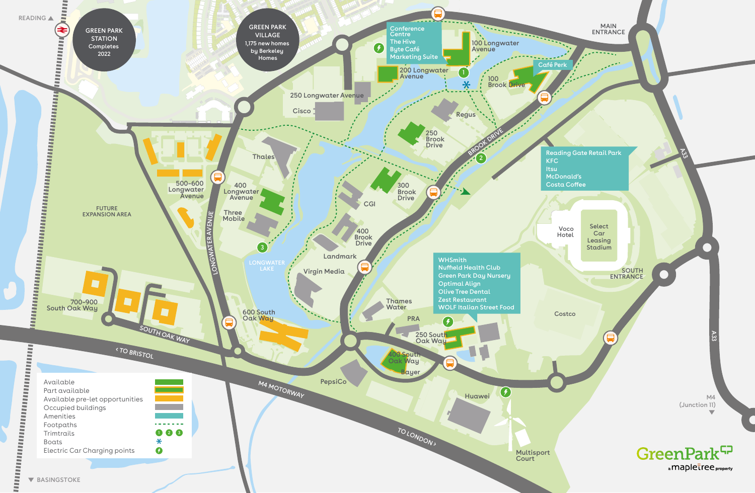READING ▲

GREEN PARK STATION
Completes 2022

GREEN PARK VILLAGE
1,175 new homes by Berkeley Homes

MAIN ENTRANCE

Conference Centre
The Hive
Byte Café
Marketing Suite

100 Longwater Avenue

200 Longwater Avenue

100 Brook Drive

Café Perk

250 Longwater Avenue

Cisco

Regus

250 Brook Drive

BROOK DRIVE

Reading Gate Retail Park
KFC
Itsu
McDonald's
Costa Coffee

A33

Thales

500-600 Longwater Avenue

400 Longwater Avenue

300 Brook Drive

CGI

FUTURE EXPANSION AREA

Three Mobile

LONGWATER AVENUE

400 Brook Drive

Voco Hotel

Select Car Leasing Stadium

LONGWATER LAKE

Landmark

Virgin Media

SOUTH ENTRANCE

700-900 South Oak Way

WHSmith
Nuffield Health Club
Green Park Day Nursery
Optimal Align
Olive Tree Dental
Zest Restaurant
WOLF Italian Street Food

Thames Water

Costco

600 South Oak Way

PRA

SOUTH OAK WAY

250 South Oak Way

‹ TO BRISTOL

400 South Oak Way

Bayer

PepsiCo

M4 MOTORWAY

Huawei

TO LONDON ›

M4 (Junction 11) ▼

Multisport Court

| Legend | |
| --- | --- |
| Available | |
| Part available | |
| Available pre-let opportunities | |
| Occupied buildings | |
| Amenities | |
| Footpaths | |
| Trimtrails | 1 2 3 |
| Boats | * |
| Electric Car Charging points | |

▼ BASINGSTOKE

GreenPark
a mapletree property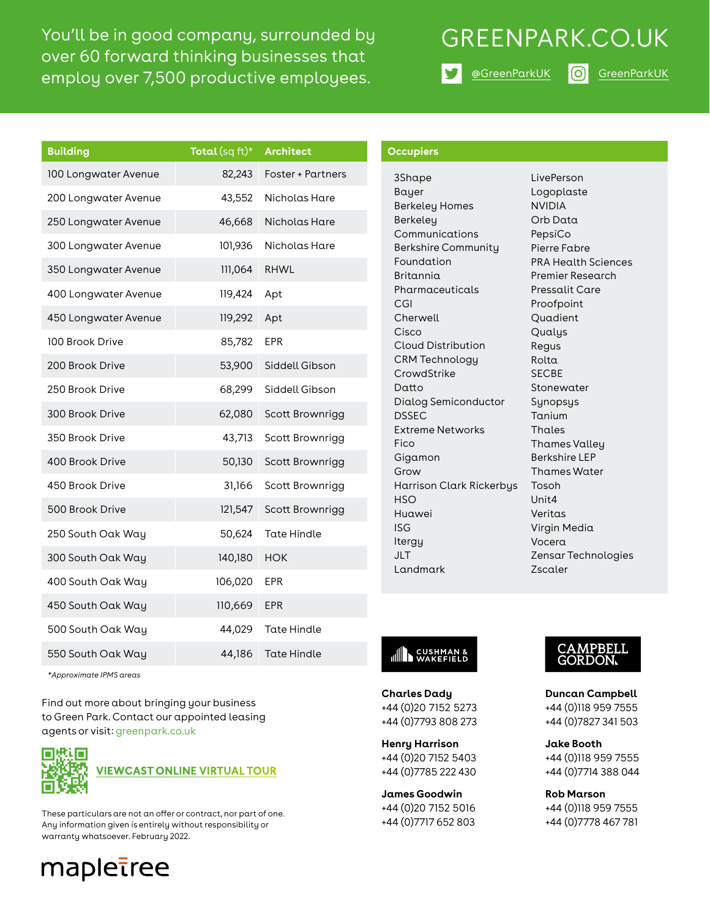You'll be in good company, surrounded by over 60 forward thinking businesses that employ over 7,500 productive employees.

# GREENPARK.CO.UK

@GreenParkUK GreenParkUK

| Building | Total (sq ft)* | Architect |
|---|---|---|
| 100 Longwater Avenue | 82,243 | Foster + Partners |
| 200 Longwater Avenue | 43,552 | Nicholas Hare |
| 250 Longwater Avenue | 46,668 | Nicholas Hare |
| 300 Longwater Avenue | 101,936 | Nicholas Hare |
| 350 Longwater Avenue | 111,064 | RHWL |
| 400 Longwater Avenue | 119,424 | Apt |
| 450 Longwater Avenue | 119,292 | Apt |
| 100 Brook Drive | 85,782 | EPR |
| 200 Brook Drive | 53,900 | Siddell Gibson |
| 250 Brook Drive | 68,299 | Siddell Gibson |
| 300 Brook Drive | 62,080 | Scott Brownrigg |
| 350 Brook Drive | 43,713 | Scott Brownrigg |
| 400 Brook Drive | 50,130 | Scott Brownrigg |
| 450 Brook Drive | 31,166 | Scott Brownrigg |
| 500 Brook Drive | 121,547 | Scott Brownrigg |
| 250 South Oak Way | 50,624 | Tate Hindle |
| 300 South Oak Way | 140,180 | HOK |
| 400 South Oak Way | 106,020 | EPR |
| 450 South Oak Way | 110,669 | EPR |
| 500 South Oak Way | 44,029 | Tate Hindle |
| 550 South Oak Way | 44,186 | Tate Hindle |

*Approximate IPMS areas*

## Occupiers

- 3Shape
- Bayer
- Berkeley Homes
- Berkeley Communications
- Berkshire Community Foundation
- Britannia Pharmaceuticals
- CGI
- Cherwell
- Cisco
- Cloud Distribution
- CRM Technology
- CrowdStrike
- Datto
- Dialog Semiconductor
- DSSEC
- Extreme Networks
- Fico
- Gigamon
- Grow
- Harrison Clark Rickerbys
- HSO
- Huawei
- ISG
- Itergy
- JLT
- Landmark
- LivePerson
- Logoplaste
- NVIDIA
- Orb Data
- PepsiCo
- Pierre Fabre
- PRA Health Sciences
- Premier Research
- Pressalit Care
- Proofpoint
- Quadient
- Qualys
- Regus
- Rolta
- SECBE
- Stonewater
- Synopsys
- Tanium
- Thales
- Thames Valley Berkshire LEP
- Thames Water
- Tosoh
- Unit4
- Veritas
- Virgin Media
- Vocera
- Zensar Technologies
- Zscaler

Find out more about bringing your business to Green Park. Contact our appointed leasing agents or visit: greenpark.co.uk

VIEWCAST ONLINE VIRTUAL TOUR

These particulars are not an offer or contract, nor part of one. Any information given is entirely without responsibility or warranty whatsoever. February 2022.

mapletree

### CUSHMAN & WAKEFIELD

**Charles Dady**
+44 (0)20 7152 5273
+44 (0)7793 808 273

**Henry Harrison**
+44 (0)20 7152 5403
+44 (0)7785 222 430

**James Goodwin**
+44 (0)20 7152 5016
+44 (0)7717 652 803

### CAMPBELL GORDON

**Duncan Campbell**
+44 (0)118 959 7555
+44 (0)7827 341 503

**Jake Booth**
+44 (0)118 959 7555
+44 (0)7714 388 044

**Rob Marson**
+44 (0)118 959 7555
+44 (0)7778 467 781